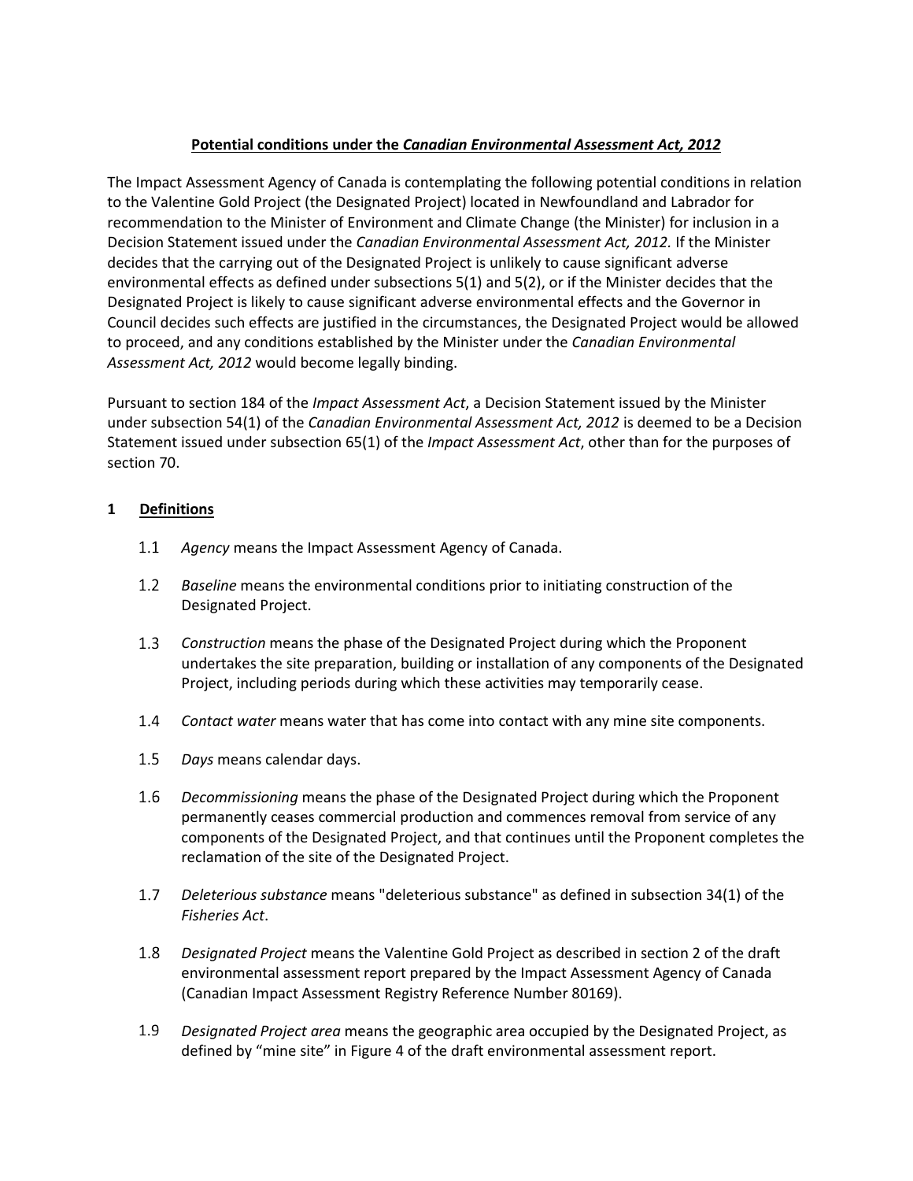## **Potential conditions under the *Canadian Environmental Assessment Act, 2012***

The Impact Assessment Agency of Canada is contemplating the following potential conditions in relation to the Valentine Gold Project (the Designated Project) located in Newfoundland and Labrador for recommendation to the Minister of Environment and Climate Change (the Minister) for inclusion in a Decision Statement issued under the *Canadian Environmental Assessment Act, 2012.* If the Minister decides that the carrying out of the Designated Project is unlikely to cause significant adverse environmental effects as defined under subsections 5(1) and 5(2), or if the Minister decides that the Designated Project is likely to cause significant adverse environmental effects and the Governor in Council decides such effects are justified in the circumstances, the Designated Project would be allowed to proceed, and any conditions established by the Minister under the *Canadian Environmental Assessment Act, 2012* would become legally binding.

Pursuant to section 184 of the *Impact Assessment Act*, a Decision Statement issued by the Minister under subsection 54(1) of the *Canadian Environmental Assessment Act, 2012* is deemed to be a Decision Statement issued under subsection 65(1) of the *Impact Assessment Act*, other than for the purposes of section 70.

### 1 **Definitions**

1.1 *Agency* means the Impact Assessment Agency of Canada.

1.2 *Baseline* means the environmental conditions prior to initiating construction of the Designated Project.

1.3 *Construction* means the phase of the Designated Project during which the Proponent undertakes the site preparation, building or installation of any components of the Designated Project, including periods during which these activities may temporarily cease.

1.4 *Contact water* means water that has come into contact with any mine site components.

1.5 *Days* means calendar days.

1.6 *Decommissioning* means the phase of the Designated Project during which the Proponent permanently ceases commercial production and commences removal from service of any components of the Designated Project, and that continues until the Proponent completes the reclamation of the site of the Designated Project.

1.7 *Deleterious substance* means "deleterious substance" as defined in subsection 34(1) of the *Fisheries Act*.

1.8 *Designated Project* means the Valentine Gold Project as described in section 2 of the draft environmental assessment report prepared by the Impact Assessment Agency of Canada (Canadian Impact Assessment Registry Reference Number 80169).

1.9 *Designated Project area* means the geographic area occupied by the Designated Project, as defined by "mine site" in Figure 4 of the draft environmental assessment report.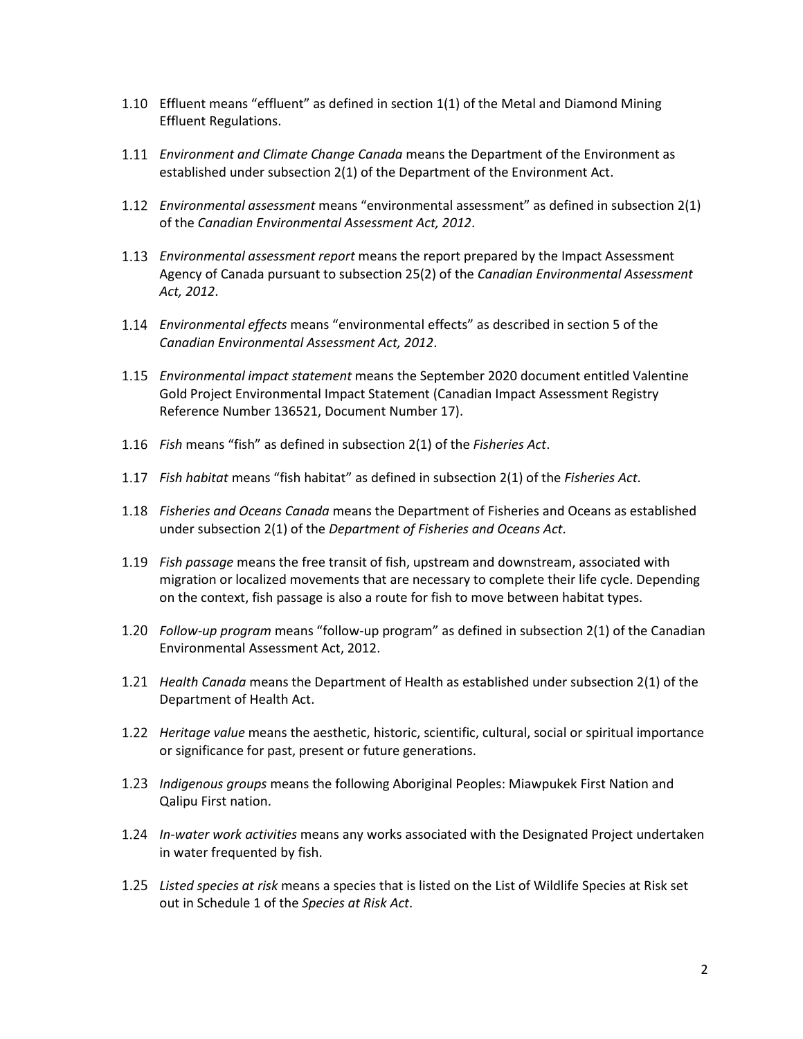1.10 Effluent means "effluent" as defined in section 1(1) of the Metal and Diamond Mining Effluent Regulations.

1.11 *Environment and Climate Change Canada* means the Department of the Environment as established under subsection 2(1) of the Department of the Environment Act.

1.12 *Environmental assessment* means "environmental assessment" as defined in subsection 2(1) of the *Canadian Environmental Assessment Act, 2012*.

1.13 *Environmental assessment report* means the report prepared by the Impact Assessment Agency of Canada pursuant to subsection 25(2) of the *Canadian Environmental Assessment Act, 2012*.

1.14 *Environmental effects* means "environmental effects" as described in section 5 of the *Canadian Environmental Assessment Act, 2012*.

1.15 *Environmental impact statement* means the September 2020 document entitled Valentine Gold Project Environmental Impact Statement (Canadian Impact Assessment Registry Reference Number 136521, Document Number 17).

1.16 *Fish* means "fish" as defined in subsection 2(1) of the *Fisheries Act*.

1.17 *Fish habitat* means "fish habitat" as defined in subsection 2(1) of the *Fisheries Act*.

1.18 *Fisheries and Oceans Canada* means the Department of Fisheries and Oceans as established under subsection 2(1) of the *Department of Fisheries and Oceans Act*.

1.19 *Fish passage* means the free transit of fish, upstream and downstream, associated with migration or localized movements that are necessary to complete their life cycle. Depending on the context, fish passage is also a route for fish to move between habitat types.

1.20 *Follow-up program* means "follow-up program" as defined in subsection 2(1) of the Canadian Environmental Assessment Act, 2012.

1.21 *Health Canada* means the Department of Health as established under subsection 2(1) of the Department of Health Act.

1.22 *Heritage value* means the aesthetic, historic, scientific, cultural, social or spiritual importance or significance for past, present or future generations.

1.23 *Indigenous groups* means the following Aboriginal Peoples: Miawpukek First Nation and Qalipu First nation.

1.24 *In-water work activities* means any works associated with the Designated Project undertaken in water frequented by fish.

1.25 *Listed species at risk* means a species that is listed on the List of Wildlife Species at Risk set out in Schedule 1 of the *Species at Risk Act*.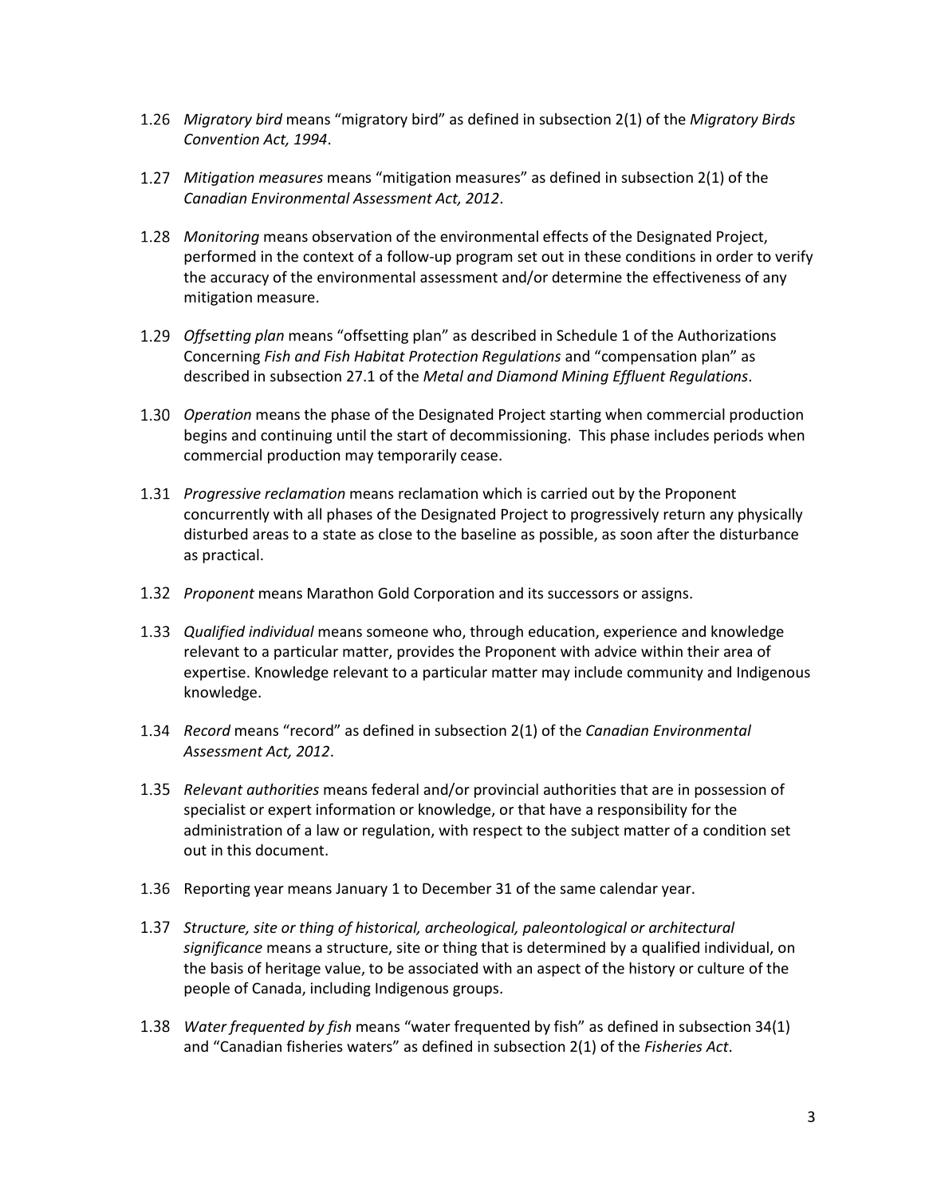1.26 *Migratory bird* means "migratory bird" as defined in subsection 2(1) of the *Migratory Birds Convention Act, 1994*.

1.27 *Mitigation measures* means "mitigation measures" as defined in subsection 2(1) of the *Canadian Environmental Assessment Act, 2012*.

1.28 *Monitoring* means observation of the environmental effects of the Designated Project, performed in the context of a follow-up program set out in these conditions in order to verify the accuracy of the environmental assessment and/or determine the effectiveness of any mitigation measure.

1.29 *Offsetting plan* means "offsetting plan" as described in Schedule 1 of the Authorizations Concerning *Fish and Fish Habitat Protection Regulations* and "compensation plan" as described in subsection 27.1 of the *Metal and Diamond Mining Effluent Regulations*.

1.30 *Operation* means the phase of the Designated Project starting when commercial production begins and continuing until the start of decommissioning. This phase includes periods when commercial production may temporarily cease.

1.31 *Progressive reclamation* means reclamation which is carried out by the Proponent concurrently with all phases of the Designated Project to progressively return any physically disturbed areas to a state as close to the baseline as possible, as soon after the disturbance as practical.

1.32 *Proponent* means Marathon Gold Corporation and its successors or assigns.

1.33 *Qualified individual* means someone who, through education, experience and knowledge relevant to a particular matter, provides the Proponent with advice within their area of expertise. Knowledge relevant to a particular matter may include community and Indigenous knowledge.

1.34 *Record* means "record" as defined in subsection 2(1) of the *Canadian Environmental Assessment Act, 2012*.

1.35 *Relevant authorities* means federal and/or provincial authorities that are in possession of specialist or expert information or knowledge, or that have a responsibility for the administration of a law or regulation, with respect to the subject matter of a condition set out in this document.

1.36 Reporting year means January 1 to December 31 of the same calendar year.

1.37 *Structure, site or thing of historical, archeological, paleontological or architectural significance* means a structure, site or thing that is determined by a qualified individual, on the basis of heritage value, to be associated with an aspect of the history or culture of the people of Canada, including Indigenous groups.

1.38 *Water frequented by fish* means "water frequented by fish" as defined in subsection 34(1) and "Canadian fisheries waters" as defined in subsection 2(1) of the *Fisheries Act*.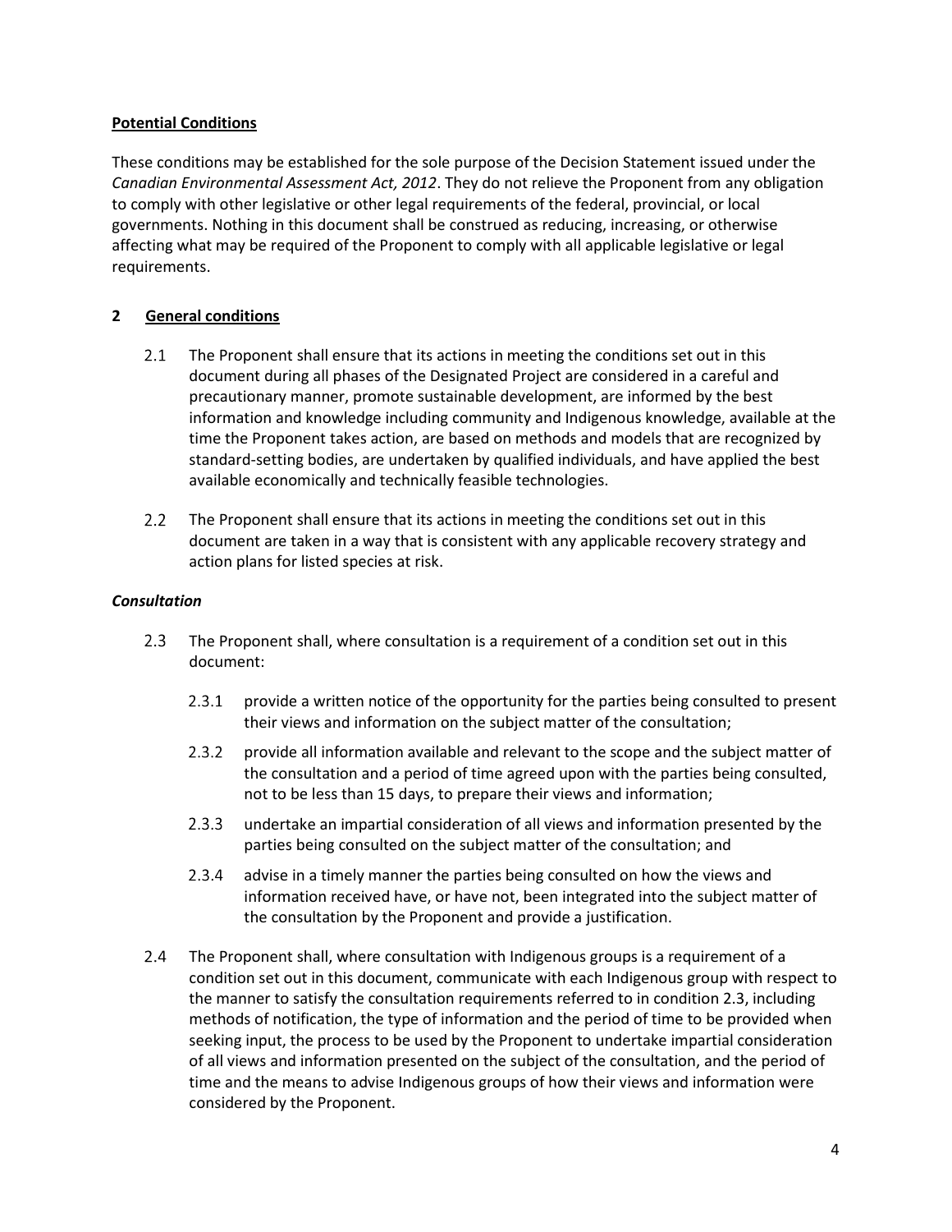**Potential Conditions**

These conditions may be established for the sole purpose of the Decision Statement issued under the *Canadian Environmental Assessment Act, 2012*. They do not relieve the Proponent from any obligation to comply with other legislative or other legal requirements of the federal, provincial, or local governments. Nothing in this document shall be construed as reducing, increasing, or otherwise affecting what may be required of the Proponent to comply with all applicable legislative or legal requirements.

## 2 General conditions

2.1 The Proponent shall ensure that its actions in meeting the conditions set out in this document during all phases of the Designated Project are considered in a careful and precautionary manner, promote sustainable development, are informed by the best information and knowledge including community and Indigenous knowledge, available at the time the Proponent takes action, are based on methods and models that are recognized by standard-setting bodies, are undertaken by qualified individuals, and have applied the best available economically and technically feasible technologies.

2.2 The Proponent shall ensure that its actions in meeting the conditions set out in this document are taken in a way that is consistent with any applicable recovery strategy and action plans for listed species at risk.

### *Consultation*

2.3 The Proponent shall, where consultation is a requirement of a condition set out in this document:

2.3.1 provide a written notice of the opportunity for the parties being consulted to present their views and information on the subject matter of the consultation;

2.3.2 provide all information available and relevant to the scope and the subject matter of the consultation and a period of time agreed upon with the parties being consulted, not to be less than 15 days, to prepare their views and information;

2.3.3 undertake an impartial consideration of all views and information presented by the parties being consulted on the subject matter of the consultation; and

2.3.4 advise in a timely manner the parties being consulted on how the views and information received have, or have not, been integrated into the subject matter of the consultation by the Proponent and provide a justification.

2.4 The Proponent shall, where consultation with Indigenous groups is a requirement of a condition set out in this document, communicate with each Indigenous group with respect to the manner to satisfy the consultation requirements referred to in condition 2.3, including methods of notification, the type of information and the period of time to be provided when seeking input, the process to be used by the Proponent to undertake impartial consideration of all views and information presented on the subject of the consultation, and the period of time and the means to advise Indigenous groups of how their views and information were considered by the Proponent.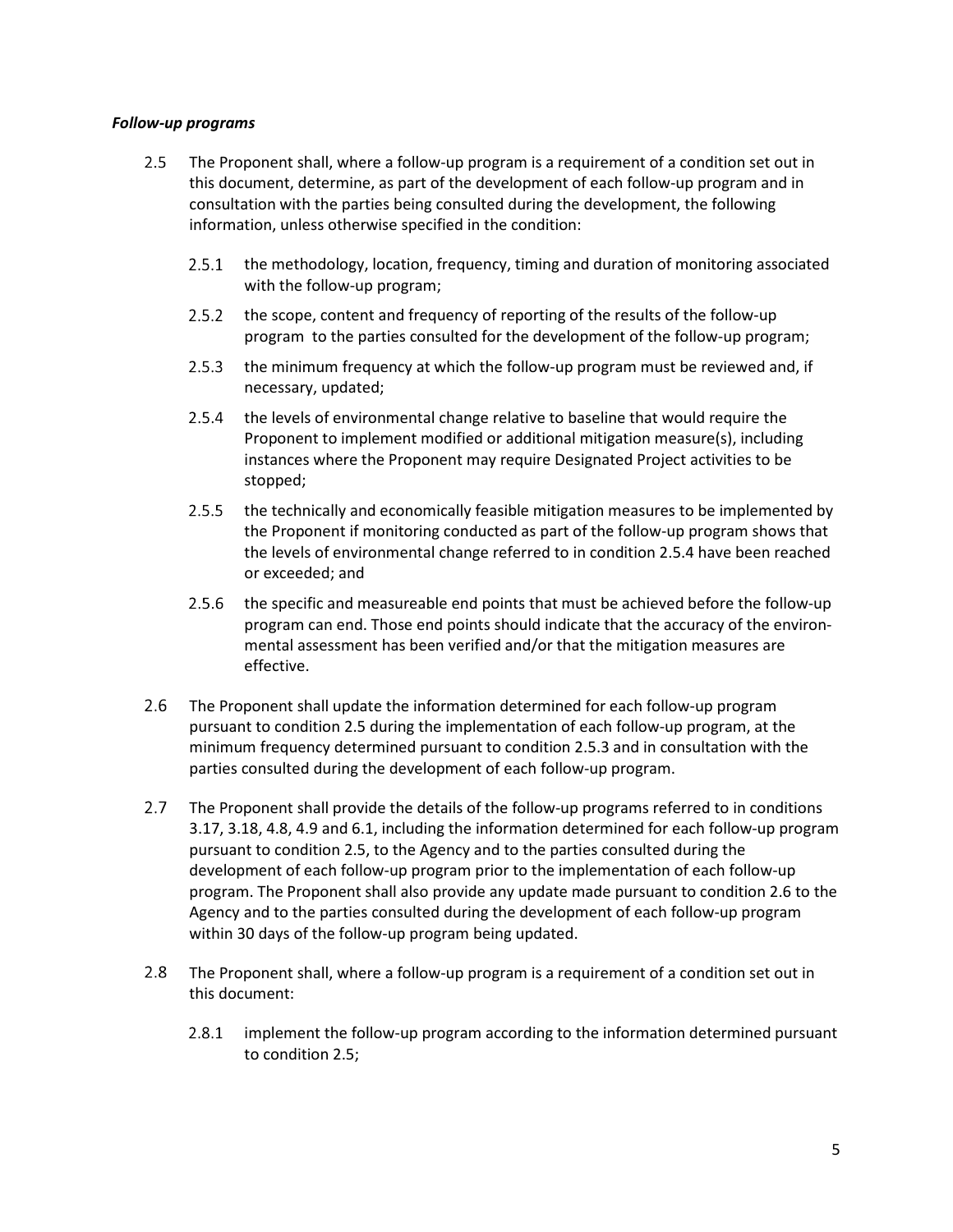***Follow-up programs***

2.5 The Proponent shall, where a follow-up program is a requirement of a condition set out in this document, determine, as part of the development of each follow-up program and in consultation with the parties being consulted during the development, the following information, unless otherwise specified in the condition:

   2.5.1 the methodology, location, frequency, timing and duration of monitoring associated with the follow-up program;

   2.5.2 the scope, content and frequency of reporting of the results of the follow-up program to the parties consulted for the development of the follow-up program;

   2.5.3 the minimum frequency at which the follow-up program must be reviewed and, if necessary, updated;

   2.5.4 the levels of environmental change relative to baseline that would require the Proponent to implement modified or additional mitigation measure(s), including instances where the Proponent may require Designated Project activities to be stopped;

   2.5.5 the technically and economically feasible mitigation measures to be implemented by the Proponent if monitoring conducted as part of the follow-up program shows that the levels of environmental change referred to in condition 2.5.4 have been reached or exceeded; and

   2.5.6 the specific and measureable end points that must be achieved before the follow-up program can end. Those end points should indicate that the accuracy of the environmental assessment has been verified and/or that the mitigation measures are effective.

2.6 The Proponent shall update the information determined for each follow-up program pursuant to condition 2.5 during the implementation of each follow-up program, at the minimum frequency determined pursuant to condition 2.5.3 and in consultation with the parties consulted during the development of each follow-up program.

2.7 The Proponent shall provide the details of the follow-up programs referred to in conditions 3.17, 3.18, 4.8, 4.9 and 6.1, including the information determined for each follow-up program pursuant to condition 2.5, to the Agency and to the parties consulted during the development of each follow-up program prior to the implementation of each follow-up program. The Proponent shall also provide any update made pursuant to condition 2.6 to the Agency and to the parties consulted during the development of each follow-up program within 30 days of the follow-up program being updated.

2.8 The Proponent shall, where a follow-up program is a requirement of a condition set out in this document:

   2.8.1 implement the follow-up program according to the information determined pursuant to condition 2.5;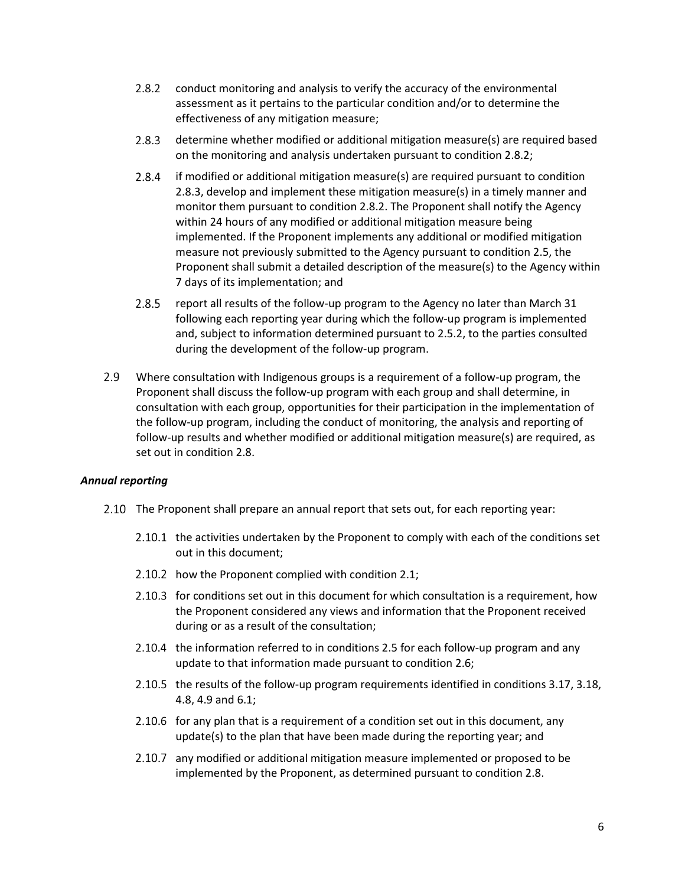2.8.2 conduct monitoring and analysis to verify the accuracy of the environmental assessment as it pertains to the particular condition and/or to determine the effectiveness of any mitigation measure;

2.8.3 determine whether modified or additional mitigation measure(s) are required based on the monitoring and analysis undertaken pursuant to condition 2.8.2;

2.8.4 if modified or additional mitigation measure(s) are required pursuant to condition 2.8.3, develop and implement these mitigation measure(s) in a timely manner and monitor them pursuant to condition 2.8.2. The Proponent shall notify the Agency within 24 hours of any modified or additional mitigation measure being implemented. If the Proponent implements any additional or modified mitigation measure not previously submitted to the Agency pursuant to condition 2.5, the Proponent shall submit a detailed description of the measure(s) to the Agency within 7 days of its implementation; and

2.8.5 report all results of the follow-up program to the Agency no later than March 31 following each reporting year during which the follow-up program is implemented and, subject to information determined pursuant to 2.5.2, to the parties consulted during the development of the follow-up program.

2.9 Where consultation with Indigenous groups is a requirement of a follow-up program, the Proponent shall discuss the follow-up program with each group and shall determine, in consultation with each group, opportunities for their participation in the implementation of the follow-up program, including the conduct of monitoring, the analysis and reporting of follow-up results and whether modified or additional mitigation measure(s) are required, as set out in condition 2.8.

***Annual reporting***

2.10 The Proponent shall prepare an annual report that sets out, for each reporting year:

2.10.1 the activities undertaken by the Proponent to comply with each of the conditions set out in this document;

2.10.2 how the Proponent complied with condition 2.1;

2.10.3 for conditions set out in this document for which consultation is a requirement, how the Proponent considered any views and information that the Proponent received during or as a result of the consultation;

2.10.4 the information referred to in conditions 2.5 for each follow-up program and any update to that information made pursuant to condition 2.6;

2.10.5 the results of the follow-up program requirements identified in conditions 3.17, 3.18, 4.8, 4.9 and 6.1;

2.10.6 for any plan that is a requirement of a condition set out in this document, any update(s) to the plan that have been made during the reporting year; and

2.10.7 any modified or additional mitigation measure implemented or proposed to be implemented by the Proponent, as determined pursuant to condition 2.8.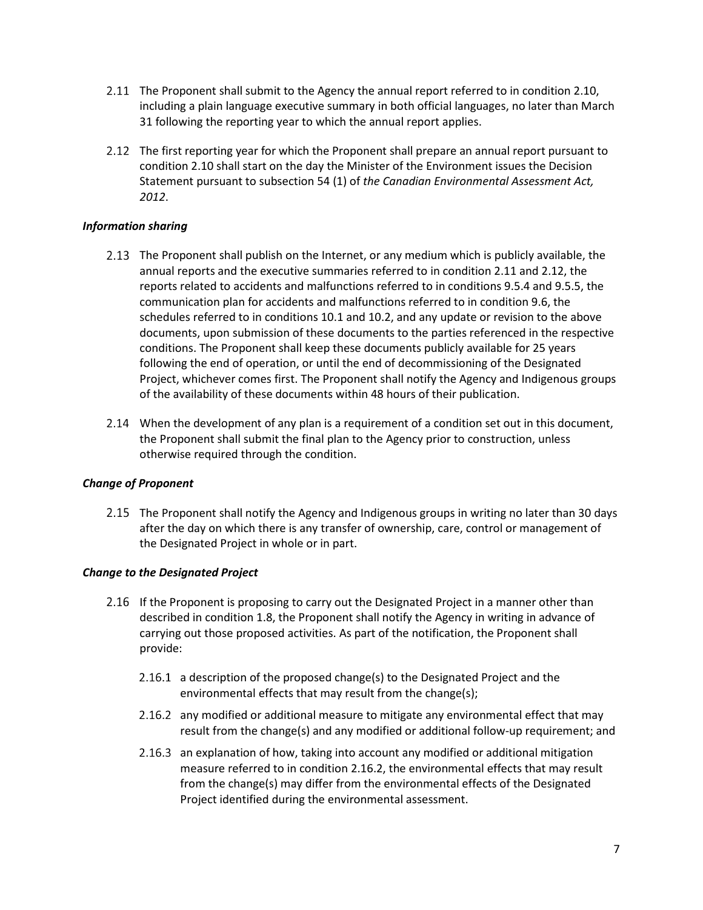2.11 The Proponent shall submit to the Agency the annual report referred to in condition 2.10, including a plain language executive summary in both official languages, no later than March 31 following the reporting year to which the annual report applies.

2.12 The first reporting year for which the Proponent shall prepare an annual report pursuant to condition 2.10 shall start on the day the Minister of the Environment issues the Decision Statement pursuant to subsection 54 (1) of *the Canadian Environmental Assessment Act, 2012*.

***Information sharing***

2.13 The Proponent shall publish on the Internet, or any medium which is publicly available, the annual reports and the executive summaries referred to in condition 2.11 and 2.12, the reports related to accidents and malfunctions referred to in conditions 9.5.4 and 9.5.5, the communication plan for accidents and malfunctions referred to in condition 9.6, the schedules referred to in conditions 10.1 and 10.2, and any update or revision to the above documents, upon submission of these documents to the parties referenced in the respective conditions. The Proponent shall keep these documents publicly available for 25 years following the end of operation, or until the end of decommissioning of the Designated Project, whichever comes first. The Proponent shall notify the Agency and Indigenous groups of the availability of these documents within 48 hours of their publication.

2.14 When the development of any plan is a requirement of a condition set out in this document, the Proponent shall submit the final plan to the Agency prior to construction, unless otherwise required through the condition.

***Change of Proponent***

2.15 The Proponent shall notify the Agency and Indigenous groups in writing no later than 30 days after the day on which there is any transfer of ownership, care, control or management of the Designated Project in whole or in part.

***Change to the Designated Project***

2.16 If the Proponent is proposing to carry out the Designated Project in a manner other than described in condition 1.8, the Proponent shall notify the Agency in writing in advance of carrying out those proposed activities. As part of the notification, the Proponent shall provide:

2.16.1 a description of the proposed change(s) to the Designated Project and the environmental effects that may result from the change(s);

2.16.2 any modified or additional measure to mitigate any environmental effect that may result from the change(s) and any modified or additional follow-up requirement; and

2.16.3 an explanation of how, taking into account any modified or additional mitigation measure referred to in condition 2.16.2, the environmental effects that may result from the change(s) may differ from the environmental effects of the Designated Project identified during the environmental assessment.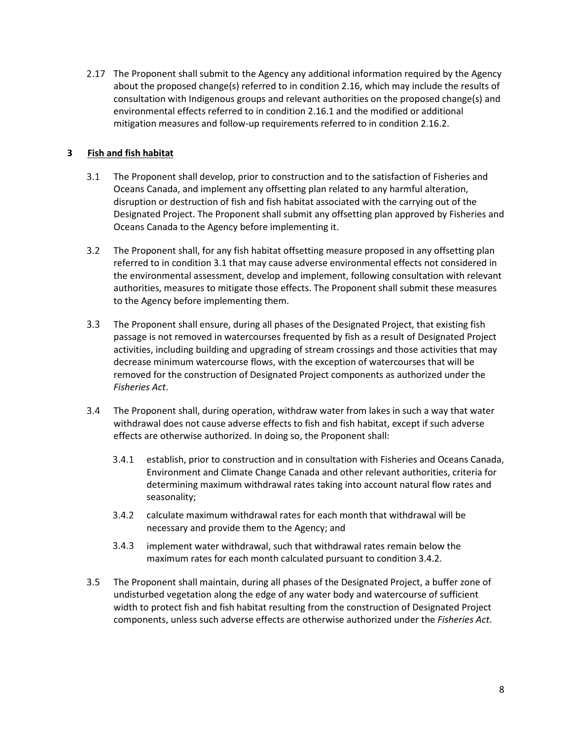2.17 The Proponent shall submit to the Agency any additional information required by the Agency about the proposed change(s) referred to in condition 2.16, which may include the results of consultation with Indigenous groups and relevant authorities on the proposed change(s) and environmental effects referred to in condition 2.16.1 and the modified or additional mitigation measures and follow-up requirements referred to in condition 2.16.2.

## 3 Fish and fish habitat

3.1 The Proponent shall develop, prior to construction and to the satisfaction of Fisheries and Oceans Canada, and implement any offsetting plan related to any harmful alteration, disruption or destruction of fish and fish habitat associated with the carrying out of the Designated Project. The Proponent shall submit any offsetting plan approved by Fisheries and Oceans Canada to the Agency before implementing it.

3.2 The Proponent shall, for any fish habitat offsetting measure proposed in any offsetting plan referred to in condition 3.1 that may cause adverse environmental effects not considered in the environmental assessment, develop and implement, following consultation with relevant authorities, measures to mitigate those effects. The Proponent shall submit these measures to the Agency before implementing them.

3.3 The Proponent shall ensure, during all phases of the Designated Project, that existing fish passage is not removed in watercourses frequented by fish as a result of Designated Project activities, including building and upgrading of stream crossings and those activities that may decrease minimum watercourse flows, with the exception of watercourses that will be removed for the construction of Designated Project components as authorized under the *Fisheries Act*.

3.4 The Proponent shall, during operation, withdraw water from lakes in such a way that water withdrawal does not cause adverse effects to fish and fish habitat, except if such adverse effects are otherwise authorized. In doing so, the Proponent shall:

3.4.1 establish, prior to construction and in consultation with Fisheries and Oceans Canada, Environment and Climate Change Canada and other relevant authorities, criteria for determining maximum withdrawal rates taking into account natural flow rates and seasonality;

3.4.2 calculate maximum withdrawal rates for each month that withdrawal will be necessary and provide them to the Agency; and

3.4.3 implement water withdrawal, such that withdrawal rates remain below the maximum rates for each month calculated pursuant to condition 3.4.2.

3.5 The Proponent shall maintain, during all phases of the Designated Project, a buffer zone of undisturbed vegetation along the edge of any water body and watercourse of sufficient width to protect fish and fish habitat resulting from the construction of Designated Project components, unless such adverse effects are otherwise authorized under the *Fisheries Act*.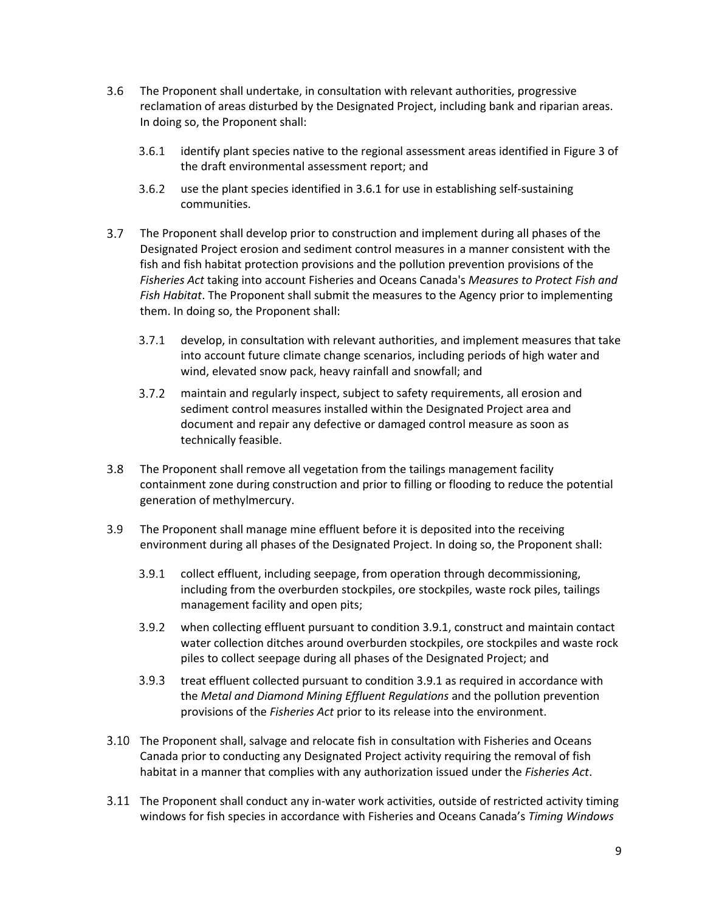3.6 The Proponent shall undertake, in consultation with relevant authorities, progressive reclamation of areas disturbed by the Designated Project, including bank and riparian areas. In doing so, the Proponent shall:

  3.6.1 identify plant species native to the regional assessment areas identified in Figure 3 of the draft environmental assessment report; and

  3.6.2 use the plant species identified in 3.6.1 for use in establishing self-sustaining communities.

3.7 The Proponent shall develop prior to construction and implement during all phases of the Designated Project erosion and sediment control measures in a manner consistent with the fish and fish habitat protection provisions and the pollution prevention provisions of the *Fisheries Act* taking into account Fisheries and Oceans Canada's *Measures to Protect Fish and Fish Habitat*. The Proponent shall submit the measures to the Agency prior to implementing them. In doing so, the Proponent shall:

  3.7.1 develop, in consultation with relevant authorities, and implement measures that take into account future climate change scenarios, including periods of high water and wind, elevated snow pack, heavy rainfall and snowfall; and

  3.7.2 maintain and regularly inspect, subject to safety requirements, all erosion and sediment control measures installed within the Designated Project area and document and repair any defective or damaged control measure as soon as technically feasible.

3.8 The Proponent shall remove all vegetation from the tailings management facility containment zone during construction and prior to filling or flooding to reduce the potential generation of methylmercury.

3.9 The Proponent shall manage mine effluent before it is deposited into the receiving environment during all phases of the Designated Project. In doing so, the Proponent shall:

  3.9.1 collect effluent, including seepage, from operation through decommissioning, including from the overburden stockpiles, ore stockpiles, waste rock piles, tailings management facility and open pits;

  3.9.2 when collecting effluent pursuant to condition 3.9.1, construct and maintain contact water collection ditches around overburden stockpiles, ore stockpiles and waste rock piles to collect seepage during all phases of the Designated Project; and

  3.9.3 treat effluent collected pursuant to condition 3.9.1 as required in accordance with the *Metal and Diamond Mining Effluent Regulations* and the pollution prevention provisions of the *Fisheries Act* prior to its release into the environment.

3.10 The Proponent shall, salvage and relocate fish in consultation with Fisheries and Oceans Canada prior to conducting any Designated Project activity requiring the removal of fish habitat in a manner that complies with any authorization issued under the *Fisheries Act*.

3.11 The Proponent shall conduct any in-water work activities, outside of restricted activity timing windows for fish species in accordance with Fisheries and Oceans Canada's *Timing Windows*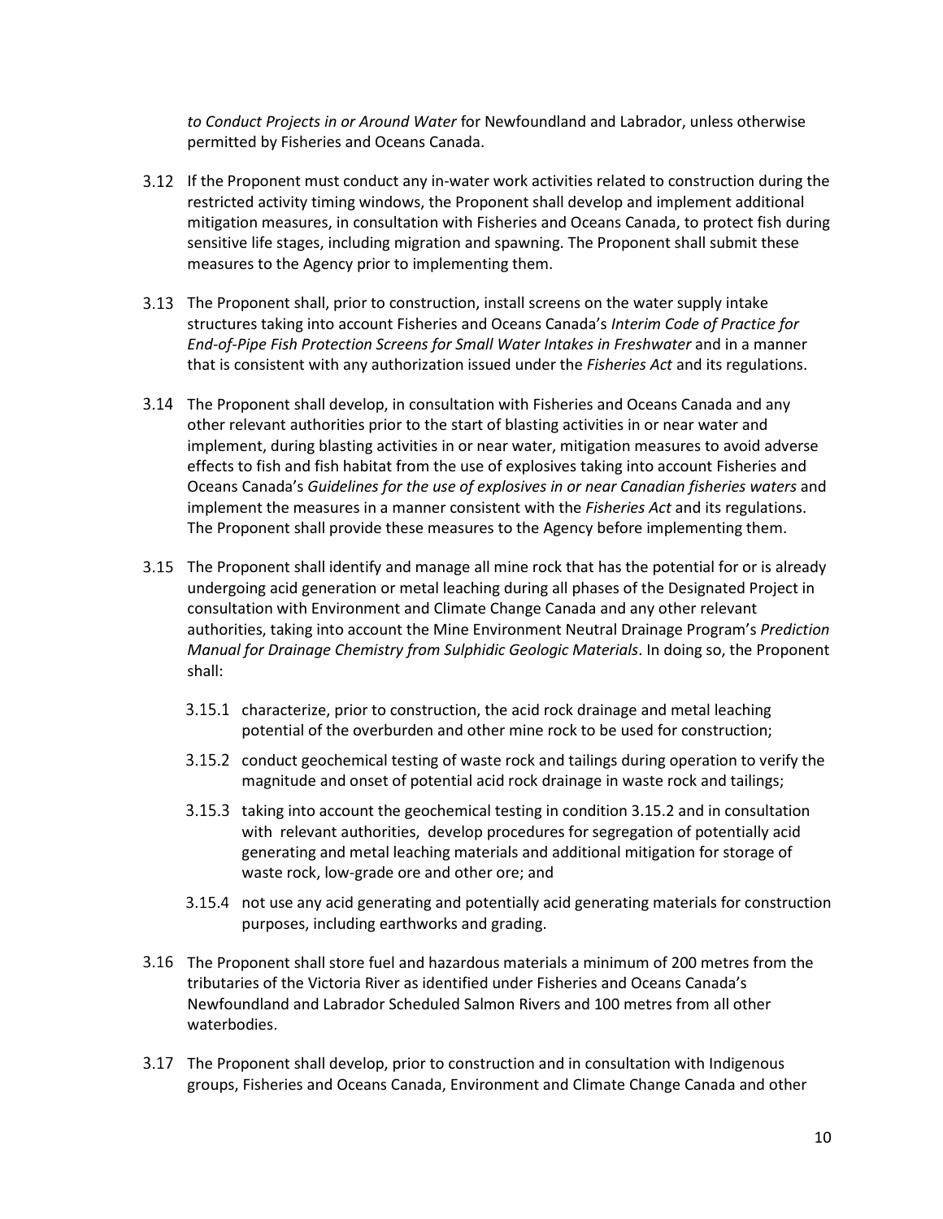*to Conduct Projects in or Around Water* for Newfoundland and Labrador, unless otherwise permitted by Fisheries and Oceans Canada.

3.12 If the Proponent must conduct any in-water work activities related to construction during the restricted activity timing windows, the Proponent shall develop and implement additional mitigation measures, in consultation with Fisheries and Oceans Canada, to protect fish during sensitive life stages, including migration and spawning. The Proponent shall submit these measures to the Agency prior to implementing them.

3.13 The Proponent shall, prior to construction, install screens on the water supply intake structures taking into account Fisheries and Oceans Canada's *Interim Code of Practice for End-of-Pipe Fish Protection Screens for Small Water Intakes in Freshwater* and in a manner that is consistent with any authorization issued under the *Fisheries Act* and its regulations.

3.14 The Proponent shall develop, in consultation with Fisheries and Oceans Canada and any other relevant authorities prior to the start of blasting activities in or near water and implement, during blasting activities in or near water, mitigation measures to avoid adverse effects to fish and fish habitat from the use of explosives taking into account Fisheries and Oceans Canada's *Guidelines for the use of explosives in or near Canadian fisheries waters* and implement the measures in a manner consistent with the *Fisheries Act* and its regulations. The Proponent shall provide these measures to the Agency before implementing them.

3.15 The Proponent shall identify and manage all mine rock that has the potential for or is already undergoing acid generation or metal leaching during all phases of the Designated Project in consultation with Environment and Climate Change Canada and any other relevant authorities, taking into account the Mine Environment Neutral Drainage Program's *Prediction Manual for Drainage Chemistry from Sulphidic Geologic Materials*. In doing so, the Proponent shall:

   3.15.1 characterize, prior to construction, the acid rock drainage and metal leaching potential of the overburden and other mine rock to be used for construction;

   3.15.2 conduct geochemical testing of waste rock and tailings during operation to verify the magnitude and onset of potential acid rock drainage in waste rock and tailings;

   3.15.3 taking into account the geochemical testing in condition 3.15.2 and in consultation with relevant authorities, develop procedures for segregation of potentially acid generating and metal leaching materials and additional mitigation for storage of waste rock, low-grade ore and other ore; and

   3.15.4 not use any acid generating and potentially acid generating materials for construction purposes, including earthworks and grading.

3.16 The Proponent shall store fuel and hazardous materials a minimum of 200 metres from the tributaries of the Victoria River as identified under Fisheries and Oceans Canada's Newfoundland and Labrador Scheduled Salmon Rivers and 100 metres from all other waterbodies.

3.17 The Proponent shall develop, prior to construction and in consultation with Indigenous groups, Fisheries and Oceans Canada, Environment and Climate Change Canada and other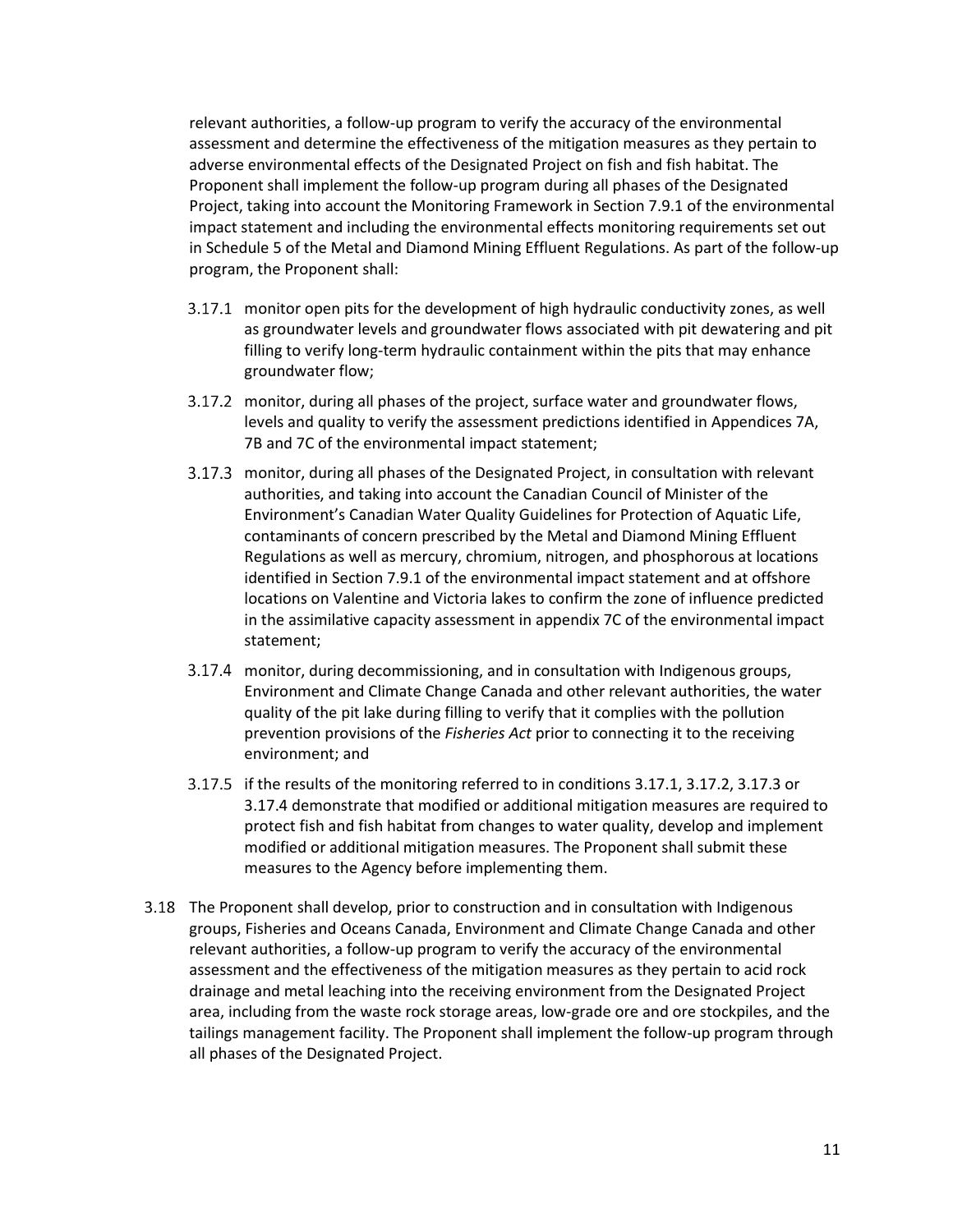relevant authorities, a follow-up program to verify the accuracy of the environmental assessment and determine the effectiveness of the mitigation measures as they pertain to adverse environmental effects of the Designated Project on fish and fish habitat. The Proponent shall implement the follow-up program during all phases of the Designated Project, taking into account the Monitoring Framework in Section 7.9.1 of the environmental impact statement and including the environmental effects monitoring requirements set out in Schedule 5 of the Metal and Diamond Mining Effluent Regulations. As part of the follow-up program, the Proponent shall:

3.17.1 monitor open pits for the development of high hydraulic conductivity zones, as well as groundwater levels and groundwater flows associated with pit dewatering and pit filling to verify long-term hydraulic containment within the pits that may enhance groundwater flow;

3.17.2 monitor, during all phases of the project, surface water and groundwater flows, levels and quality to verify the assessment predictions identified in Appendices 7A, 7B and 7C of the environmental impact statement;

3.17.3 monitor, during all phases of the Designated Project, in consultation with relevant authorities, and taking into account the Canadian Council of Minister of the Environment's Canadian Water Quality Guidelines for Protection of Aquatic Life, contaminants of concern prescribed by the Metal and Diamond Mining Effluent Regulations as well as mercury, chromium, nitrogen, and phosphorous at locations identified in Section 7.9.1 of the environmental impact statement and at offshore locations on Valentine and Victoria lakes to confirm the zone of influence predicted in the assimilative capacity assessment in appendix 7C of the environmental impact statement;

3.17.4 monitor, during decommissioning, and in consultation with Indigenous groups, Environment and Climate Change Canada and other relevant authorities, the water quality of the pit lake during filling to verify that it complies with the pollution prevention provisions of the *Fisheries Act* prior to connecting it to the receiving environment; and

3.17.5 if the results of the monitoring referred to in conditions 3.17.1, 3.17.2, 3.17.3 or 3.17.4 demonstrate that modified or additional mitigation measures are required to protect fish and fish habitat from changes to water quality, develop and implement modified or additional mitigation measures. The Proponent shall submit these measures to the Agency before implementing them.

3.18 The Proponent shall develop, prior to construction and in consultation with Indigenous groups, Fisheries and Oceans Canada, Environment and Climate Change Canada and other relevant authorities, a follow-up program to verify the accuracy of the environmental assessment and the effectiveness of the mitigation measures as they pertain to acid rock drainage and metal leaching into the receiving environment from the Designated Project area, including from the waste rock storage areas, low-grade ore and ore stockpiles, and the tailings management facility. The Proponent shall implement the follow-up program through all phases of the Designated Project.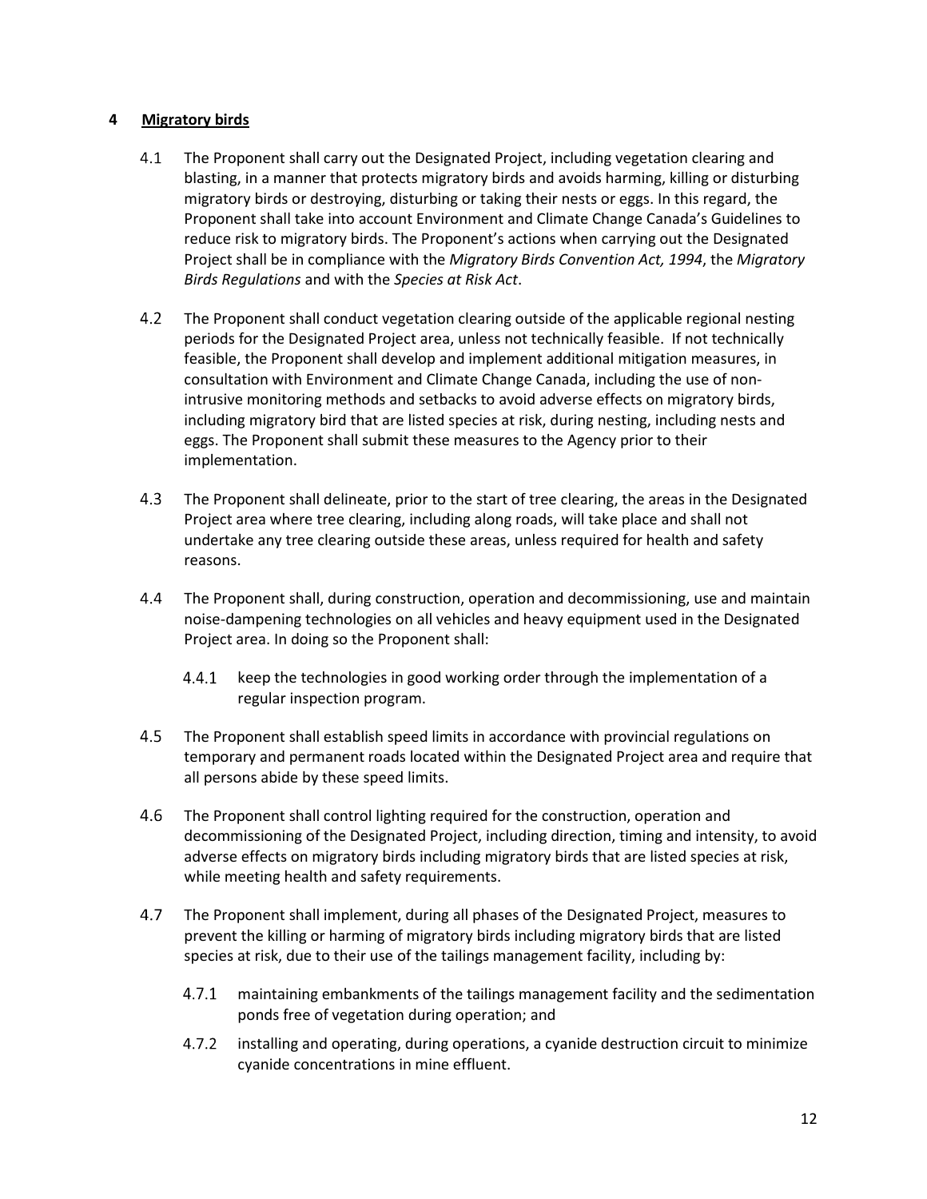## 4 Migratory birds

4.1 The Proponent shall carry out the Designated Project, including vegetation clearing and blasting, in a manner that protects migratory birds and avoids harming, killing or disturbing migratory birds or destroying, disturbing or taking their nests or eggs. In this regard, the Proponent shall take into account Environment and Climate Change Canada's Guidelines to reduce risk to migratory birds. The Proponent's actions when carrying out the Designated Project shall be in compliance with the *Migratory Birds Convention Act, 1994*, the *Migratory Birds Regulations* and with the *Species at Risk Act*.

4.2 The Proponent shall conduct vegetation clearing outside of the applicable regional nesting periods for the Designated Project area, unless not technically feasible. If not technically feasible, the Proponent shall develop and implement additional mitigation measures, in consultation with Environment and Climate Change Canada, including the use of non-intrusive monitoring methods and setbacks to avoid adverse effects on migratory birds, including migratory bird that are listed species at risk, during nesting, including nests and eggs. The Proponent shall submit these measures to the Agency prior to their implementation.

4.3 The Proponent shall delineate, prior to the start of tree clearing, the areas in the Designated Project area where tree clearing, including along roads, will take place and shall not undertake any tree clearing outside these areas, unless required for health and safety reasons.

4.4 The Proponent shall, during construction, operation and decommissioning, use and maintain noise-dampening technologies on all vehicles and heavy equipment used in the Designated Project area. In doing so the Proponent shall:

  4.4.1 keep the technologies in good working order through the implementation of a regular inspection program.

4.5 The Proponent shall establish speed limits in accordance with provincial regulations on temporary and permanent roads located within the Designated Project area and require that all persons abide by these speed limits.

4.6 The Proponent shall control lighting required for the construction, operation and decommissioning of the Designated Project, including direction, timing and intensity, to avoid adverse effects on migratory birds including migratory birds that are listed species at risk, while meeting health and safety requirements.

4.7 The Proponent shall implement, during all phases of the Designated Project, measures to prevent the killing or harming of migratory birds including migratory birds that are listed species at risk, due to their use of the tailings management facility, including by:

  4.7.1 maintaining embankments of the tailings management facility and the sedimentation ponds free of vegetation during operation; and

  4.7.2 installing and operating, during operations, a cyanide destruction circuit to minimize cyanide concentrations in mine effluent.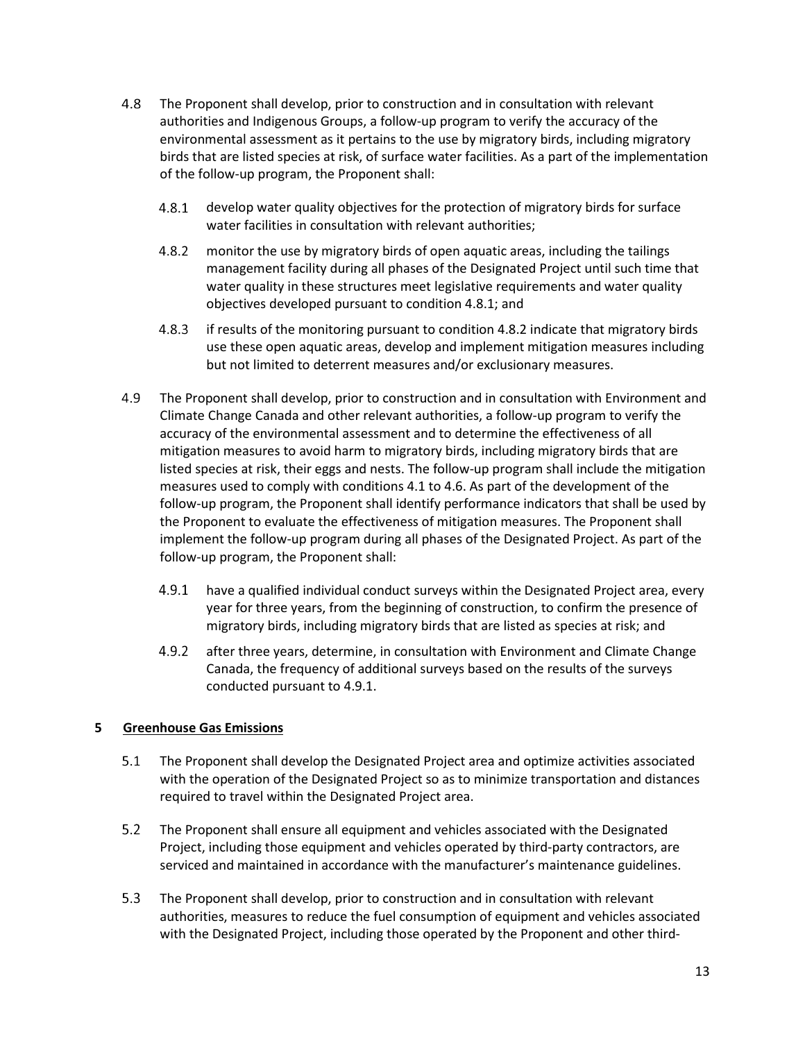4.8 The Proponent shall develop, prior to construction and in consultation with relevant authorities and Indigenous Groups, a follow-up program to verify the accuracy of the environmental assessment as it pertains to the use by migratory birds, including migratory birds that are listed species at risk, of surface water facilities. As a part of the implementation of the follow-up program, the Proponent shall:

  4.8.1 develop water quality objectives for the protection of migratory birds for surface water facilities in consultation with relevant authorities;

  4.8.2 monitor the use by migratory birds of open aquatic areas, including the tailings management facility during all phases of the Designated Project until such time that water quality in these structures meet legislative requirements and water quality objectives developed pursuant to condition 4.8.1; and

  4.8.3 if results of the monitoring pursuant to condition 4.8.2 indicate that migratory birds use these open aquatic areas, develop and implement mitigation measures including but not limited to deterrent measures and/or exclusionary measures.

4.9 The Proponent shall develop, prior to construction and in consultation with Environment and Climate Change Canada and other relevant authorities, a follow-up program to verify the accuracy of the environmental assessment and to determine the effectiveness of all mitigation measures to avoid harm to migratory birds, including migratory birds that are listed species at risk, their eggs and nests. The follow-up program shall include the mitigation measures used to comply with conditions 4.1 to 4.6. As part of the development of the follow-up program, the Proponent shall identify performance indicators that shall be used by the Proponent to evaluate the effectiveness of mitigation measures. The Proponent shall implement the follow-up program during all phases of the Designated Project. As part of the follow-up program, the Proponent shall:

  4.9.1 have a qualified individual conduct surveys within the Designated Project area, every year for three years, from the beginning of construction, to confirm the presence of migratory birds, including migratory birds that are listed as species at risk; and

  4.9.2 after three years, determine, in consultation with Environment and Climate Change Canada, the frequency of additional surveys based on the results of the surveys conducted pursuant to 4.9.1.

## 5 Greenhouse Gas Emissions

5.1 The Proponent shall develop the Designated Project area and optimize activities associated with the operation of the Designated Project so as to minimize transportation and distances required to travel within the Designated Project area.

5.2 The Proponent shall ensure all equipment and vehicles associated with the Designated Project, including those equipment and vehicles operated by third-party contractors, are serviced and maintained in accordance with the manufacturer's maintenance guidelines.

5.3 The Proponent shall develop, prior to construction and in consultation with relevant authorities, measures to reduce the fuel consumption of equipment and vehicles associated with the Designated Project, including those operated by the Proponent and other third-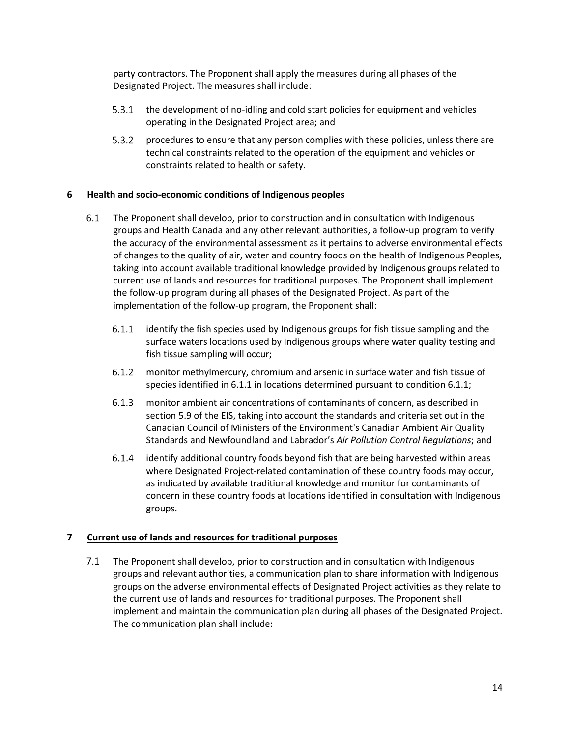party contractors. The Proponent shall apply the measures during all phases of the Designated Project. The measures shall include:

5.3.1 the development of no-idling and cold start policies for equipment and vehicles operating in the Designated Project area; and

5.3.2 procedures to ensure that any person complies with these policies, unless there are technical constraints related to the operation of the equipment and vehicles or constraints related to health or safety.

## 6 Health and socio-economic conditions of Indigenous peoples

6.1 The Proponent shall develop, prior to construction and in consultation with Indigenous groups and Health Canada and any other relevant authorities, a follow-up program to verify the accuracy of the environmental assessment as it pertains to adverse environmental effects of changes to the quality of air, water and country foods on the health of Indigenous Peoples, taking into account available traditional knowledge provided by Indigenous groups related to current use of lands and resources for traditional purposes. The Proponent shall implement the follow-up program during all phases of the Designated Project. As part of the implementation of the follow-up program, the Proponent shall:

6.1.1 identify the fish species used by Indigenous groups for fish tissue sampling and the surface waters locations used by Indigenous groups where water quality testing and fish tissue sampling will occur;

6.1.2 monitor methylmercury, chromium and arsenic in surface water and fish tissue of species identified in 6.1.1 in locations determined pursuant to condition 6.1.1;

6.1.3 monitor ambient air concentrations of contaminants of concern, as described in section 5.9 of the EIS, taking into account the standards and criteria set out in the Canadian Council of Ministers of the Environment's Canadian Ambient Air Quality Standards and Newfoundland and Labrador's *Air Pollution Control Regulations*; and

6.1.4 identify additional country foods beyond fish that are being harvested within areas where Designated Project-related contamination of these country foods may occur, as indicated by available traditional knowledge and monitor for contaminants of concern in these country foods at locations identified in consultation with Indigenous groups.

## 7 Current use of lands and resources for traditional purposes

7.1 The Proponent shall develop, prior to construction and in consultation with Indigenous groups and relevant authorities, a communication plan to share information with Indigenous groups on the adverse environmental effects of Designated Project activities as they relate to the current use of lands and resources for traditional purposes. The Proponent shall implement and maintain the communication plan during all phases of the Designated Project. The communication plan shall include: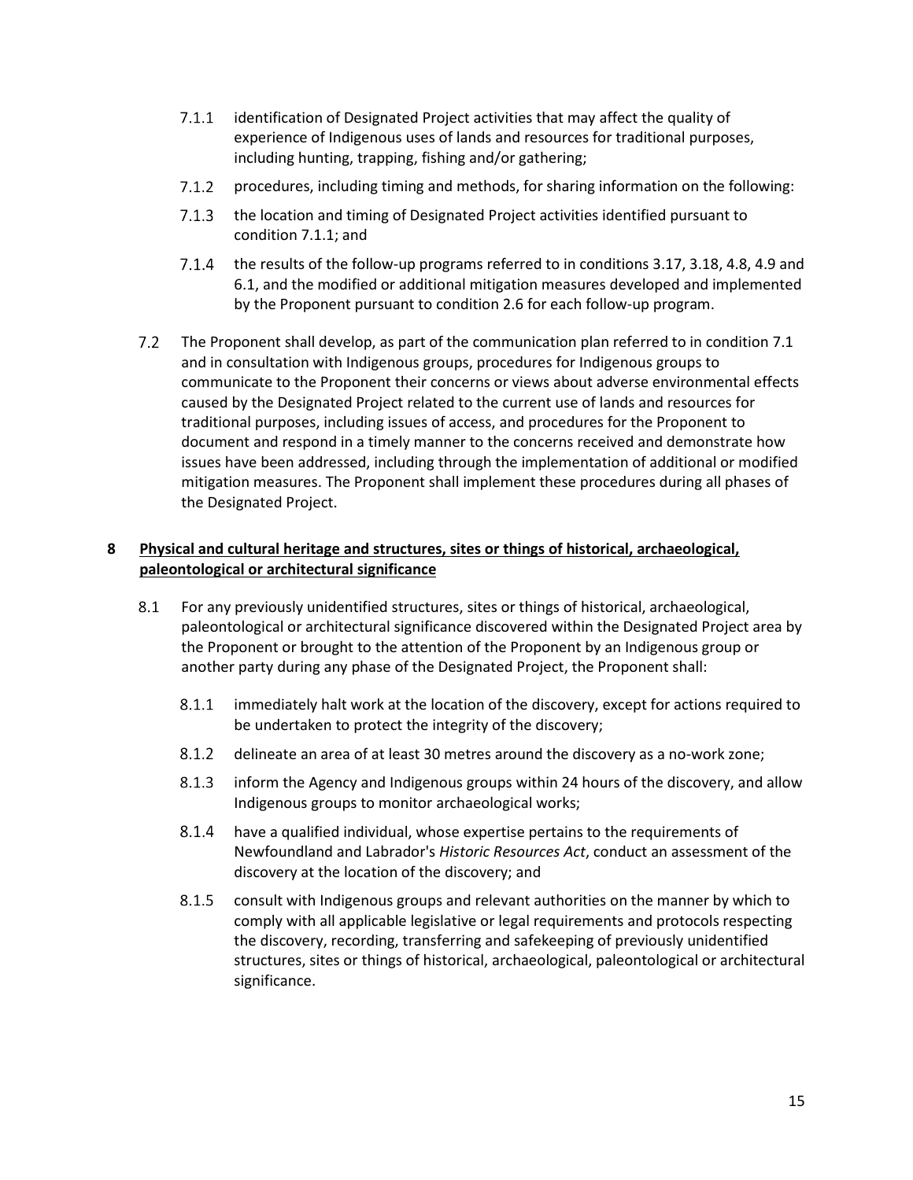- 7.1.1 identification of Designated Project activities that may affect the quality of experience of Indigenous uses of lands and resources for traditional purposes, including hunting, trapping, fishing and/or gathering;
- 7.1.2 procedures, including timing and methods, for sharing information on the following:
- 7.1.3 the location and timing of Designated Project activities identified pursuant to condition 7.1.1; and
- 7.1.4 the results of the follow-up programs referred to in conditions 3.17, 3.18, 4.8, 4.9 and 6.1, and the modified or additional mitigation measures developed and implemented by the Proponent pursuant to condition 2.6 for each follow-up program.

7.2 The Proponent shall develop, as part of the communication plan referred to in condition 7.1 and in consultation with Indigenous groups, procedures for Indigenous groups to communicate to the Proponent their concerns or views about adverse environmental effects caused by the Designated Project related to the current use of lands and resources for traditional purposes, including issues of access, and procedures for the Proponent to document and respond in a timely manner to the concerns received and demonstrate how issues have been addressed, including through the implementation of additional or modified mitigation measures. The Proponent shall implement these procedures during all phases of the Designated Project.

## 8 Physical and cultural heritage and structures, sites or things of historical, archaeological, paleontological or architectural significance

8.1 For any previously unidentified structures, sites or things of historical, archaeological, paleontological or architectural significance discovered within the Designated Project area by the Proponent or brought to the attention of the Proponent by an Indigenous group or another party during any phase of the Designated Project, the Proponent shall:

- 8.1.1 immediately halt work at the location of the discovery, except for actions required to be undertaken to protect the integrity of the discovery;
- 8.1.2 delineate an area of at least 30 metres around the discovery as a no-work zone;
- 8.1.3 inform the Agency and Indigenous groups within 24 hours of the discovery, and allow Indigenous groups to monitor archaeological works;
- 8.1.4 have a qualified individual, whose expertise pertains to the requirements of Newfoundland and Labrador's *Historic Resources Act*, conduct an assessment of the discovery at the location of the discovery; and
- 8.1.5 consult with Indigenous groups and relevant authorities on the manner by which to comply with all applicable legislative or legal requirements and protocols respecting the discovery, recording, transferring and safekeeping of previously unidentified structures, sites or things of historical, archaeological, paleontological or architectural significance.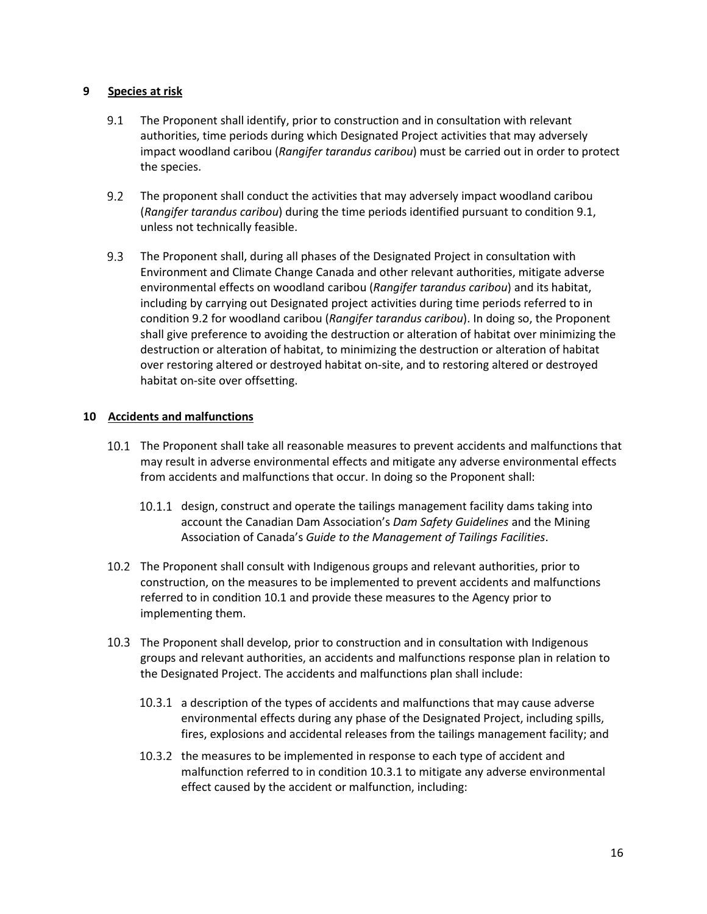## 9 Species at risk

9.1 The Proponent shall identify, prior to construction and in consultation with relevant authorities, time periods during which Designated Project activities that may adversely impact woodland caribou (*Rangifer tarandus caribou*) must be carried out in order to protect the species.

9.2 The proponent shall conduct the activities that may adversely impact woodland caribou (*Rangifer tarandus caribou*) during the time periods identified pursuant to condition 9.1, unless not technically feasible.

9.3 The Proponent shall, during all phases of the Designated Project in consultation with Environment and Climate Change Canada and other relevant authorities, mitigate adverse environmental effects on woodland caribou (*Rangifer tarandus caribou*) and its habitat, including by carrying out Designated project activities during time periods referred to in condition 9.2 for woodland caribou (*Rangifer tarandus caribou*). In doing so, the Proponent shall give preference to avoiding the destruction or alteration of habitat over minimizing the destruction or alteration of habitat, to minimizing the destruction or alteration of habitat over restoring altered or destroyed habitat on-site, and to restoring altered or destroyed habitat on-site over offsetting.

## 10 Accidents and malfunctions

10.1 The Proponent shall take all reasonable measures to prevent accidents and malfunctions that may result in adverse environmental effects and mitigate any adverse environmental effects from accidents and malfunctions that occur. In doing so the Proponent shall:

10.1.1 design, construct and operate the tailings management facility dams taking into account the Canadian Dam Association's *Dam Safety Guidelines* and the Mining Association of Canada's *Guide to the Management of Tailings Facilities*.

10.2 The Proponent shall consult with Indigenous groups and relevant authorities, prior to construction, on the measures to be implemented to prevent accidents and malfunctions referred to in condition 10.1 and provide these measures to the Agency prior to implementing them.

10.3 The Proponent shall develop, prior to construction and in consultation with Indigenous groups and relevant authorities, an accidents and malfunctions response plan in relation to the Designated Project. The accidents and malfunctions plan shall include:

10.3.1 a description of the types of accidents and malfunctions that may cause adverse environmental effects during any phase of the Designated Project, including spills, fires, explosions and accidental releases from the tailings management facility; and

10.3.2 the measures to be implemented in response to each type of accident and malfunction referred to in condition 10.3.1 to mitigate any adverse environmental effect caused by the accident or malfunction, including: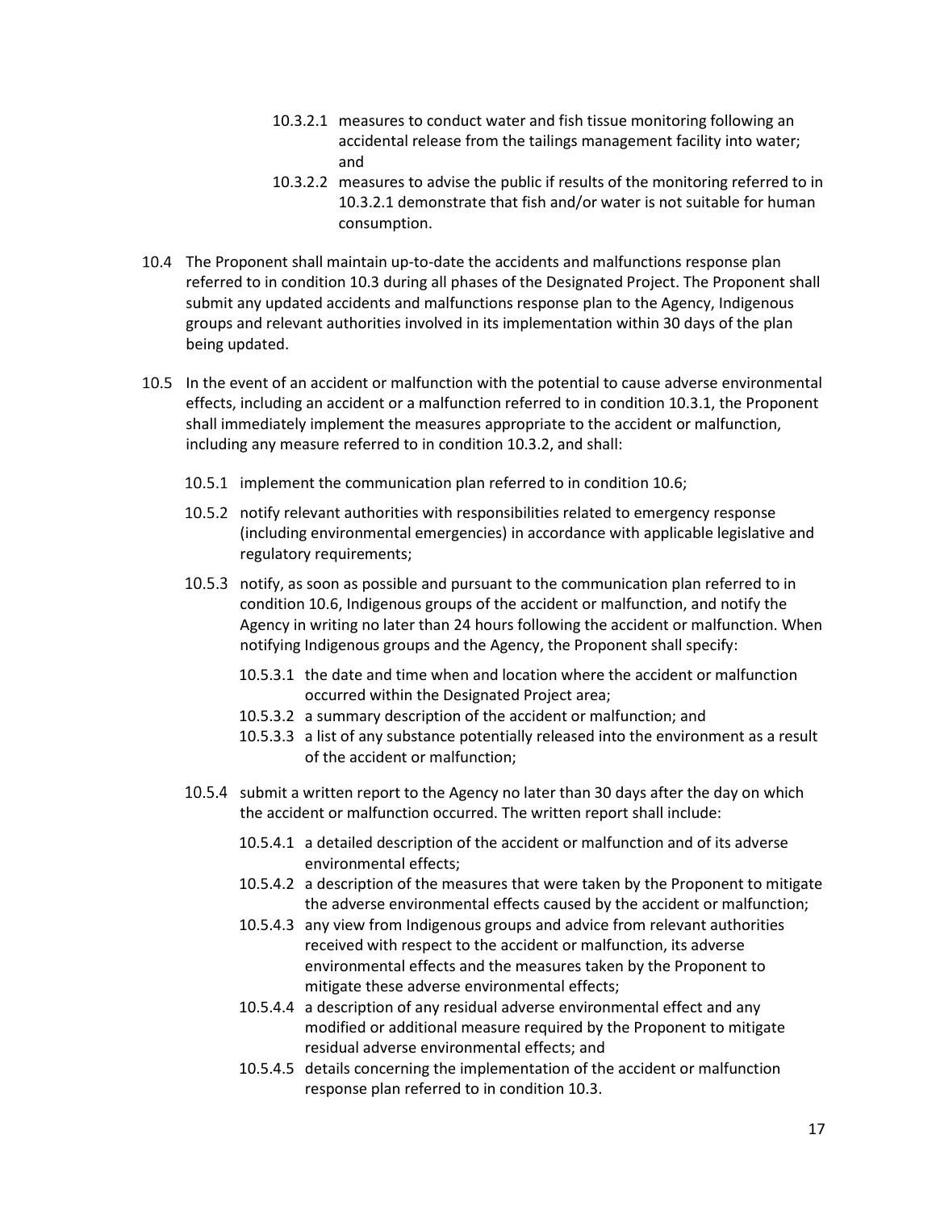- 10.3.2.1 measures to conduct water and fish tissue monitoring following an accidental release from the tailings management facility into water; and
- 10.3.2.2 measures to advise the public if results of the monitoring referred to in 10.3.2.1 demonstrate that fish and/or water is not suitable for human consumption.

10.4 The Proponent shall maintain up-to-date the accidents and malfunctions response plan referred to in condition 10.3 during all phases of the Designated Project. The Proponent shall submit any updated accidents and malfunctions response plan to the Agency, Indigenous groups and relevant authorities involved in its implementation within 30 days of the plan being updated.

10.5 In the event of an accident or malfunction with the potential to cause adverse environmental effects, including an accident or a malfunction referred to in condition 10.3.1, the Proponent shall immediately implement the measures appropriate to the accident or malfunction, including any measure referred to in condition 10.3.2, and shall:

- 10.5.1 implement the communication plan referred to in condition 10.6;
- 10.5.2 notify relevant authorities with responsibilities related to emergency response (including environmental emergencies) in accordance with applicable legislative and regulatory requirements;
- 10.5.3 notify, as soon as possible and pursuant to the communication plan referred to in condition 10.6, Indigenous groups of the accident or malfunction, and notify the Agency in writing no later than 24 hours following the accident or malfunction. When notifying Indigenous groups and the Agency, the Proponent shall specify:
  - 10.5.3.1 the date and time when and location where the accident or malfunction occurred within the Designated Project area;
  - 10.5.3.2 a summary description of the accident or malfunction; and
  - 10.5.3.3 a list of any substance potentially released into the environment as a result of the accident or malfunction;
- 10.5.4 submit a written report to the Agency no later than 30 days after the day on which the accident or malfunction occurred. The written report shall include:
  - 10.5.4.1 a detailed description of the accident or malfunction and of its adverse environmental effects;
  - 10.5.4.2 a description of the measures that were taken by the Proponent to mitigate the adverse environmental effects caused by the accident or malfunction;
  - 10.5.4.3 any view from Indigenous groups and advice from relevant authorities received with respect to the accident or malfunction, its adverse environmental effects and the measures taken by the Proponent to mitigate these adverse environmental effects;
  - 10.5.4.4 a description of any residual adverse environmental effect and any modified or additional measure required by the Proponent to mitigate residual adverse environmental effects; and
  - 10.5.4.5 details concerning the implementation of the accident or malfunction response plan referred to in condition 10.3.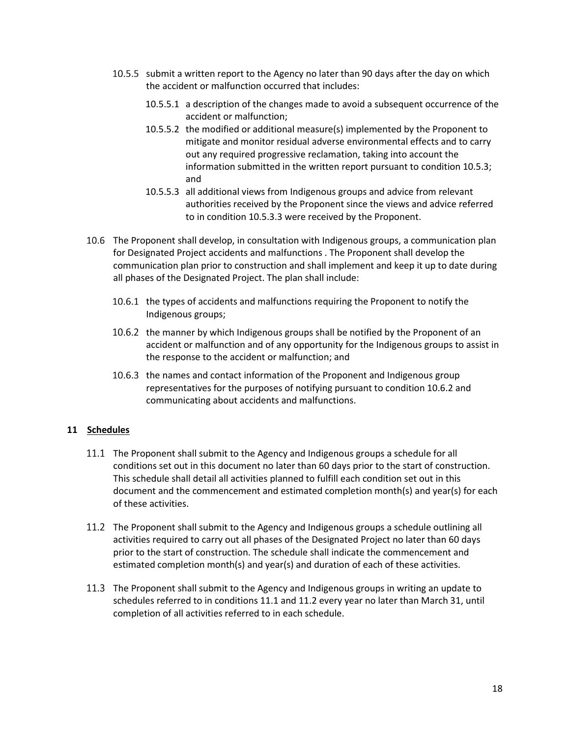- 10.5.5 submit a written report to the Agency no later than 90 days after the day on which the accident or malfunction occurred that includes:
  - 10.5.5.1 a description of the changes made to avoid a subsequent occurrence of the accident or malfunction;
  - 10.5.5.2 the modified or additional measure(s) implemented by the Proponent to mitigate and monitor residual adverse environmental effects and to carry out any required progressive reclamation, taking into account the information submitted in the written report pursuant to condition 10.5.3; and
  - 10.5.5.3 all additional views from Indigenous groups and advice from relevant authorities received by the Proponent since the views and advice referred to in condition 10.5.3.3 were received by the Proponent.

10.6 The Proponent shall develop, in consultation with Indigenous groups, a communication plan for Designated Project accidents and malfunctions . The Proponent shall develop the communication plan prior to construction and shall implement and keep it up to date during all phases of the Designated Project. The plan shall include:

- 10.6.1 the types of accidents and malfunctions requiring the Proponent to notify the Indigenous groups;
- 10.6.2 the manner by which Indigenous groups shall be notified by the Proponent of an accident or malfunction and of any opportunity for the Indigenous groups to assist in the response to the accident or malfunction; and
- 10.6.3 the names and contact information of the Proponent and Indigenous group representatives for the purposes of notifying pursuant to condition 10.6.2 and communicating about accidents and malfunctions.

## 11 Schedules

11.1 The Proponent shall submit to the Agency and Indigenous groups a schedule for all conditions set out in this document no later than 60 days prior to the start of construction. This schedule shall detail all activities planned to fulfill each condition set out in this document and the commencement and estimated completion month(s) and year(s) for each of these activities.

11.2 The Proponent shall submit to the Agency and Indigenous groups a schedule outlining all activities required to carry out all phases of the Designated Project no later than 60 days prior to the start of construction. The schedule shall indicate the commencement and estimated completion month(s) and year(s) and duration of each of these activities.

11.3 The Proponent shall submit to the Agency and Indigenous groups in writing an update to schedules referred to in conditions 11.1 and 11.2 every year no later than March 31, until completion of all activities referred to in each schedule.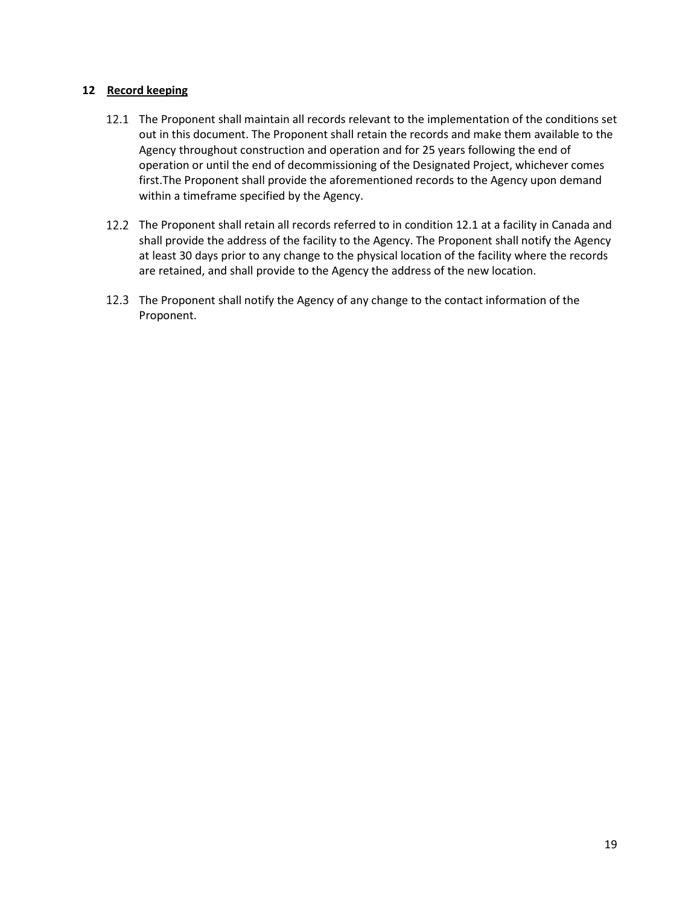## 12 Record keeping

12.1 The Proponent shall maintain all records relevant to the implementation of the conditions set out in this document. The Proponent shall retain the records and make them available to the Agency throughout construction and operation and for 25 years following the end of operation or until the end of decommissioning of the Designated Project, whichever comes first.The Proponent shall provide the aforementioned records to the Agency upon demand within a timeframe specified by the Agency.

12.2 The Proponent shall retain all records referred to in condition 12.1 at a facility in Canada and shall provide the address of the facility to the Agency. The Proponent shall notify the Agency at least 30 days prior to any change to the physical location of the facility where the records are retained, and shall provide to the Agency the address of the new location.

12.3 The Proponent shall notify the Agency of any change to the contact information of the Proponent.